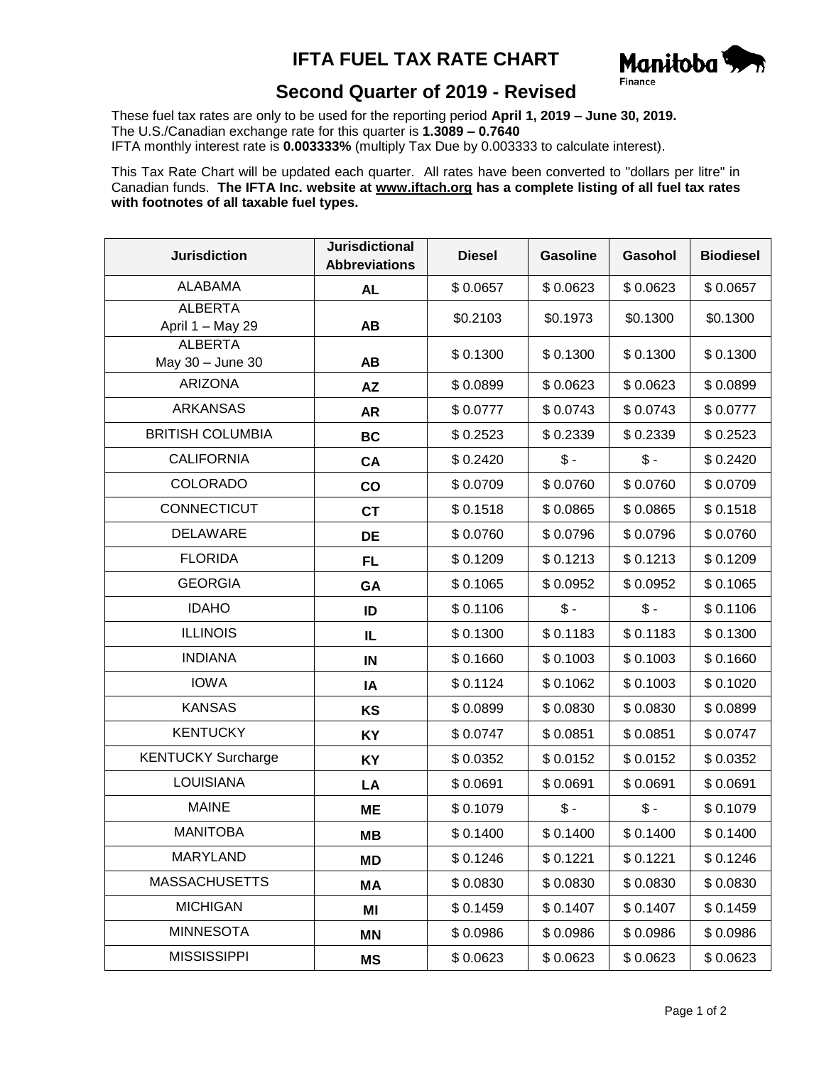# IFTA FUEL TAX RATE CHART

## Second Quarter of 2019 - Revised

These fuel tax rates are only to be used for the reporting period **April 1, 2019 – June 30, 2019.**
The U.S./Canadian exchange rate for this quarter is **1.3089 – 0.7640**
IFTA monthly interest rate is **0.003333%** (multiply Tax Due by 0.003333 to calculate interest).

This Tax Rate Chart will be updated each quarter. All rates have been converted to "dollars per litre" in Canadian funds. **The IFTA Inc. website at www.iftach.org has a complete listing of all fuel tax rates with footnotes of all taxable fuel types.**

| Jurisdiction | Jurisdictional Abbreviations | Diesel | Gasoline | Gasohol | Biodiesel |
|---|---|---|---|---|---|
| ALABAMA | **AL** | $ 0.0657 | $ 0.0623 | $ 0.0623 | $ 0.0657 |
| ALBERTA April 1 – May 29 | **AB** | $0.2103 | $0.1973 | $0.1300 | $0.1300 |
| ALBERTA May 30 – June 30 | **AB** | $ 0.1300 | $ 0.1300 | $ 0.1300 | $ 0.1300 |
| ARIZONA | **AZ** | $ 0.0899 | $ 0.0623 | $ 0.0623 | $ 0.0899 |
| ARKANSAS | **AR** | $ 0.0777 | $ 0.0743 | $ 0.0743 | $ 0.0777 |
| BRITISH COLUMBIA | **BC** | $ 0.2523 | $ 0.2339 | $ 0.2339 | $ 0.2523 |
| CALIFORNIA | **CA** | $ 0.2420 | $ - | $ - | $ 0.2420 |
| COLORADO | **CO** | $ 0.0709 | $ 0.0760 | $ 0.0760 | $ 0.0709 |
| CONNECTICUT | **CT** | $ 0.1518 | $ 0.0865 | $ 0.0865 | $ 0.1518 |
| DELAWARE | **DE** | $ 0.0760 | $ 0.0796 | $ 0.0796 | $ 0.0760 |
| FLORIDA | **FL** | $ 0.1209 | $ 0.1213 | $ 0.1213 | $ 0.1209 |
| GEORGIA | **GA** | $ 0.1065 | $ 0.0952 | $ 0.0952 | $ 0.1065 |
| IDAHO | **ID** | $ 0.1106 | $ - | $ - | $ 0.1106 |
| ILLINOIS | **IL** | $ 0.1300 | $ 0.1183 | $ 0.1183 | $ 0.1300 |
| INDIANA | **IN** | $ 0.1660 | $ 0.1003 | $ 0.1003 | $ 0.1660 |
| IOWA | **IA** | $ 0.1124 | $ 0.1062 | $ 0.1003 | $ 0.1020 |
| KANSAS | **KS** | $ 0.0899 | $ 0.0830 | $ 0.0830 | $ 0.0899 |
| KENTUCKY | **KY** | $ 0.0747 | $ 0.0851 | $ 0.0851 | $ 0.0747 |
| KENTUCKY Surcharge | **KY** | $ 0.0352 | $ 0.0152 | $ 0.0152 | $ 0.0352 |
| LOUISIANA | **LA** | $ 0.0691 | $ 0.0691 | $ 0.0691 | $ 0.0691 |
| MAINE | **ME** | $ 0.1079 | $ - | $ - | $ 0.1079 |
| MANITOBA | **MB** | $ 0.1400 | $ 0.1400 | $ 0.1400 | $ 0.1400 |
| MARYLAND | **MD** | $ 0.1246 | $ 0.1221 | $ 0.1221 | $ 0.1246 |
| MASSACHUSETTS | **MA** | $ 0.0830 | $ 0.0830 | $ 0.0830 | $ 0.0830 |
| MICHIGAN | **MI** | $ 0.1459 | $ 0.1407 | $ 0.1407 | $ 0.1459 |
| MINNESOTA | **MN** | $ 0.0986 | $ 0.0986 | $ 0.0986 | $ 0.0986 |
| MISSISSIPPI | **MS** | $ 0.0623 | $ 0.0623 | $ 0.0623 | $ 0.0623 |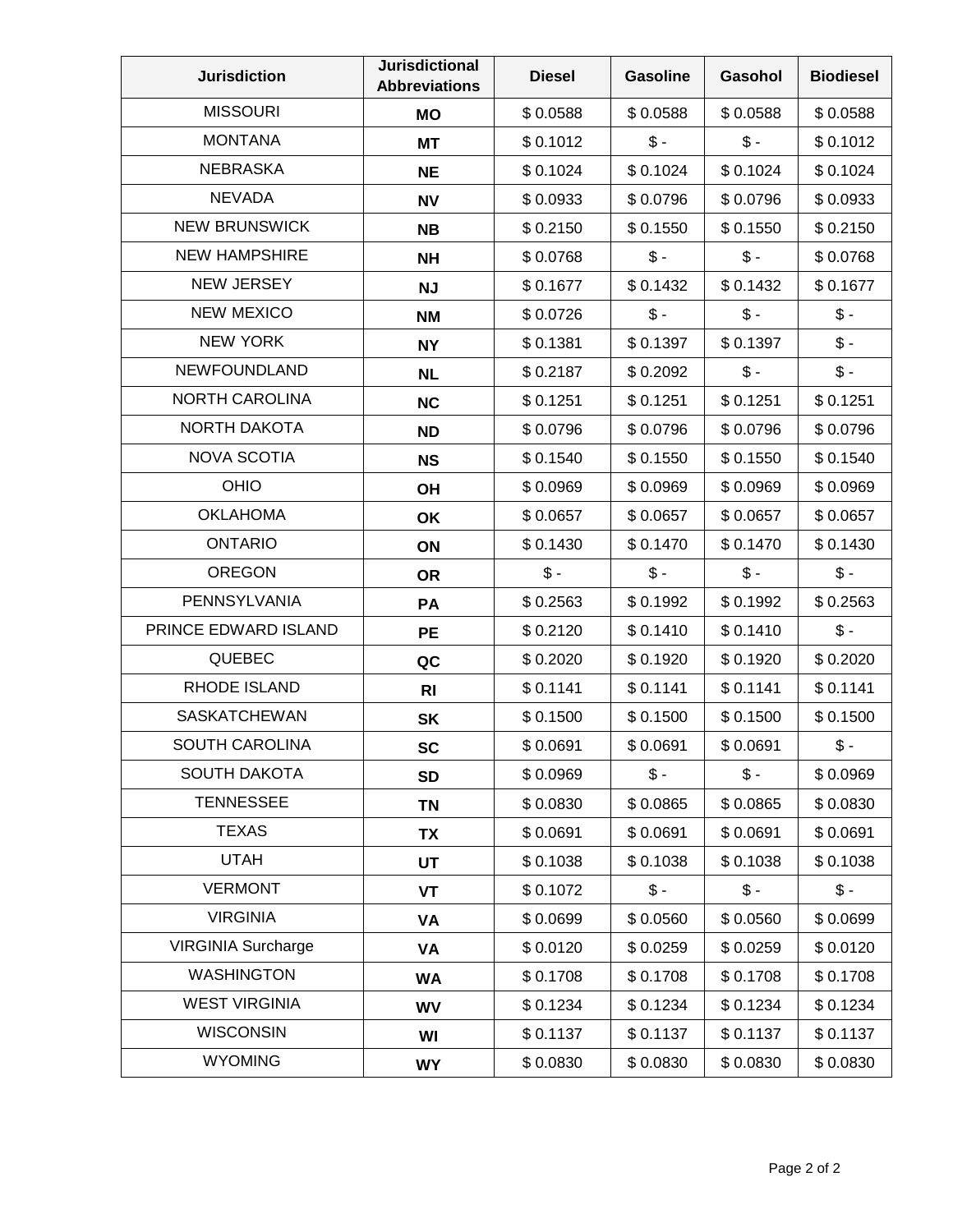| Jurisdiction | Jurisdictional Abbreviations | Diesel | Gasoline | Gasohol | Biodiesel |
|---|---|---|---|---|---|
| MISSOURI | **MO** | $ 0.0588 | $ 0.0588 | $ 0.0588 | $ 0.0588 |
| MONTANA | **MT** | $ 0.1012 | $ - | $ - | $ 0.1012 |
| NEBRASKA | **NE** | $ 0.1024 | $ 0.1024 | $ 0.1024 | $ 0.1024 |
| NEVADA | **NV** | $ 0.0933 | $ 0.0796 | $ 0.0796 | $ 0.0933 |
| NEW BRUNSWICK | **NB** | $ 0.2150 | $ 0.1550 | $ 0.1550 | $ 0.2150 |
| NEW HAMPSHIRE | **NH** | $ 0.0768 | $ - | $ - | $ 0.0768 |
| NEW JERSEY | **NJ** | $ 0.1677 | $ 0.1432 | $ 0.1432 | $ 0.1677 |
| NEW MEXICO | **NM** | $ 0.0726 | $ - | $ - | $ - |
| NEW YORK | **NY** | $ 0.1381 | $ 0.1397 | $ 0.1397 | $ - |
| NEWFOUNDLAND | **NL** | $ 0.2187 | $ 0.2092 | $ - | $ - |
| NORTH CAROLINA | **NC** | $ 0.1251 | $ 0.1251 | $ 0.1251 | $ 0.1251 |
| NORTH DAKOTA | **ND** | $ 0.0796 | $ 0.0796 | $ 0.0796 | $ 0.0796 |
| NOVA SCOTIA | **NS** | $ 0.1540 | $ 0.1550 | $ 0.1550 | $ 0.1540 |
| OHIO | **OH** | $ 0.0969 | $ 0.0969 | $ 0.0969 | $ 0.0969 |
| OKLAHOMA | **OK** | $ 0.0657 | $ 0.0657 | $ 0.0657 | $ 0.0657 |
| ONTARIO | **ON** | $ 0.1430 | $ 0.1470 | $ 0.1470 | $ 0.1430 |
| OREGON | **OR** | $ - | $ - | $ - | $ - |
| PENNSYLVANIA | **PA** | $ 0.2563 | $ 0.1992 | $ 0.1992 | $ 0.2563 |
| PRINCE EDWARD ISLAND | **PE** | $ 0.2120 | $ 0.1410 | $ 0.1410 | $ - |
| QUEBEC | **QC** | $ 0.2020 | $ 0.1920 | $ 0.1920 | $ 0.2020 |
| RHODE ISLAND | **RI** | $ 0.1141 | $ 0.1141 | $ 0.1141 | $ 0.1141 |
| SASKATCHEWAN | **SK** | $ 0.1500 | $ 0.1500 | $ 0.1500 | $ 0.1500 |
| SOUTH CAROLINA | **SC** | $ 0.0691 | $ 0.0691 | $ 0.0691 | $ - |
| SOUTH DAKOTA | **SD** | $ 0.0969 | $ - | $ - | $ 0.0969 |
| TENNESSEE | **TN** | $ 0.0830 | $ 0.0865 | $ 0.0865 | $ 0.0830 |
| TEXAS | **TX** | $ 0.0691 | $ 0.0691 | $ 0.0691 | $ 0.0691 |
| UTAH | **UT** | $ 0.1038 | $ 0.1038 | $ 0.1038 | $ 0.1038 |
| VERMONT | **VT** | $ 0.1072 | $ - | $ - | $ - |
| VIRGINIA | **VA** | $ 0.0699 | $ 0.0560 | $ 0.0560 | $ 0.0699 |
| VIRGINIA Surcharge | **VA** | $ 0.0120 | $ 0.0259 | $ 0.0259 | $ 0.0120 |
| WASHINGTON | **WA** | $ 0.1708 | $ 0.1708 | $ 0.1708 | $ 0.1708 |
| WEST VIRGINIA | **WV** | $ 0.1234 | $ 0.1234 | $ 0.1234 | $ 0.1234 |
| WISCONSIN | **WI** | $ 0.1137 | $ 0.1137 | $ 0.1137 | $ 0.1137 |
| WYOMING | **WY** | $ 0.0830 | $ 0.0830 | $ 0.0830 | $ 0.0830 |